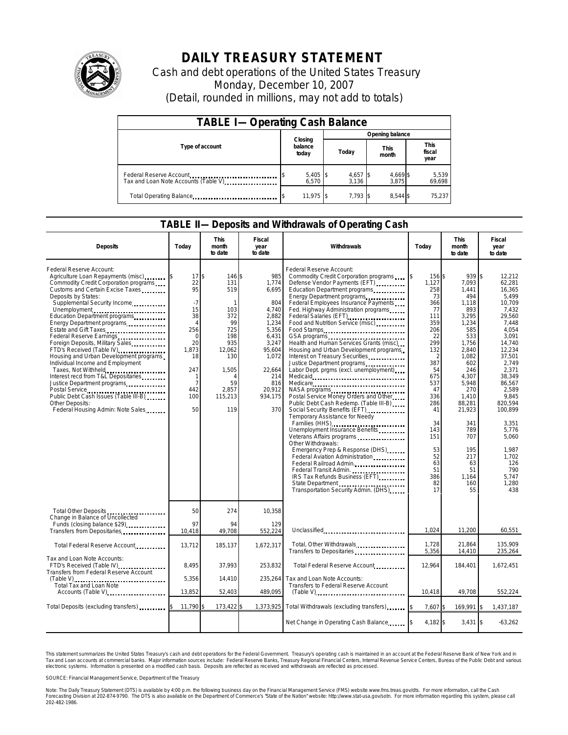# DAILY TREASURY STATEMENT

Cash and debt operations of the United States Treasury

Monday, December 10, 2007

(Detail, rounded in millions, may not add to totals)

| TABLE I—Operating Cash Balance | | | | |
|---|---|---|---|---|
| Type of account | Closing balance today | Opening balance | | |
| | | Today | This month | This fiscal year |
| Federal Reserve Account | $ 5,405 | $ 4,657 | $ 4,669 | $ 5,539 |
| Tax and Loan Note Accounts (Table V) | 6,570 | 3,136 | 3,875 | 69,698 |
| Total Operating Balance | $ 11,975 | $ 7,793 | $ 8,544 | $ 75,237 |

| TABLE II—Deposits and Withdrawals of Operating Cash | | | | | | | |
|---|---|---|---|---|---|---|---|
| Deposits | Today | This month to date | Fiscal year to date | Withdrawals | Today | This month to date | Fiscal year to date |
| Federal Reserve Account: | | | | Federal Reserve Account: | | | |
| Agriculture Loan Repayments (misc) | $ 17 | $ 146 | $ 985 | Commodity Credit Corporation programs | $ 156 | $ 939 | $ 12,212 |
| Commodity Credit Corporation programs | 22 | 131 | 1,774 | Defense Vendor Payments (EFT) | 1,127 | 7,093 | 62,281 |
| Customs and Certain Excise Taxes | 95 | 519 | 6,695 | Education Department programs | 258 | 1,441 | 16,365 |
| Deposits by States: | | | | Energy Department programs | 73 | 494 | 5,499 |
| Supplemental Security Income | -7 | 1 | 804 | Federal Employees Insurance Payments | 366 | 1,118 | 10,709 |
| Unemployment | 15 | 103 | 4,740 | Fed. Highway Administration programs | 77 | 893 | 7,432 |
| Education Department programs | 38 | 372 | 2,882 | Federal Salaries (EFT) | 111 | 3,295 | 29,560 |
| Energy Department programs | 4 | 99 | 1,234 | Food and Nutrition Service (misc) | 359 | 1,234 | 7,448 |
| Estate and Gift Taxes | 256 | 725 | 5,356 | Food Stamps | 206 | 585 | 4,054 |
| Federal Reserve Earnings | 0 | 198 | 6,431 | GSA programs | 22 | 533 | 3,091 |
| Foreign Deposits, Military Sales | 20 | 935 | 3,247 | Health and Human Services Grants (misc) | 299 | 1,756 | 14,740 |
| FTD's Received (Table IV) | 1,873 | 12,062 | 95,604 | Housing and Urban Development programs | 132 | 2,840 | 12,234 |
| Housing and Urban Development programs | 18 | 130 | 1,072 | Interest on Treasury Securities | 2 | 1,082 | 37,501 |
| Individual Income and Employment | | | | Justice Department programs | 387 | 602 | 2,749 |
| Taxes, Not Withheld | 247 | 1,505 | 22,664 | Labor Dept. prgms (excl. unemployment) | 54 | 246 | 2,371 |
| Interest recd from T&L Depositaries | 1 | 4 | 214 | Medicaid | 675 | 4,307 | 38,349 |
| Justice Department programs | 7 | 59 | 816 | Medicare | 537 | 5,948 | 86,567 |
| Postal Service | 442 | 2,857 | 20,912 | NASA programs | 47 | 270 | 2,589 |
| Public Debt Cash Issues (Table III-B) | 100 | 115,213 | 934,175 | Postal Service Money Orders and Other | 336 | 1,410 | 9,845 |
| Other Deposits: | | | | Public Debt Cash Redemp. (Table III-B) | 286 | 88,281 | 820,594 |
| Federal Housing Admin: Note Sales | 50 | 119 | 370 | Social Security Benefits (EFT) | 41 | 21,923 | 100,899 |
| | | | | Temporary Assistance for Needy Families (HHS) | 34 | 341 | 3,351 |
| | | | | Unemployment Insurance Benefits | 143 | 789 | 5,776 |
| | | | | Veterans Affairs programs | 151 | 707 | 5,060 |
| | | | | Other Withdrawals: | | | |
| | | | | Emergency Prep & Response (DHS) | 53 | 195 | 1,987 |
| | | | | Federal Aviation Administration | 52 | 217 | 1,702 |
| | | | | Federal Railroad Admin. | 63 | 63 | 126 |
| | | | | Federal Transit Admin. | 51 | 51 | 790 |
| | | | | IRS Tax Refunds Business (EFT) | 386 | 1,164 | 5,747 |
| | | | | State Department | 82 | 160 | 1,280 |
| | | | | Transportation Security Admin. (DHS) | 17 | 55 | 438 |
| Total Other Deposits | 50 | 274 | 10,358 | | | | |
| Change in Balance of Uncollected Funds (closing balance $29) | 97 | 94 | 129 | | | | |
| Transfers from Depositaries | 10,418 | 49,708 | 552,224 | Unclassified | 1,024 | 11,200 | 60,551 |
| Total Federal Reserve Account | 13,712 | 185,137 | 1,672,317 | Total, Other Withdrawals | 1,728 | 21,864 | 135,909 |
| | | | | Transfers to Depositaries | 5,356 | 14,410 | 235,264 |
| Tax and Loan Note Accounts: | | | | Total Federal Reserve Account | 12,964 | 184,401 | 1,672,451 |
| FTD's Received (Table IV) | 8,495 | 37,993 | 253,832 | | | | |
| Transfers from Federal Reserve Account (Table V) | 5,356 | 14,410 | 235,264 | Tax and Loan Note Accounts: | | | |
| Total Tax and Loan Note Accounts (Table V) | 13,852 | 52,403 | 489,095 | Transfers to Federal Reserve Account (Table V) | 10,418 | 49,708 | 552,224 |
| Total Deposits (excluding transfers) | $ 11,790 | $ 173,422 | $ 1,373,925 | Total Withdrawals (excluding transfers) | $ 7,607 | $ 169,991 | $ 1,437,187 |
| | | | | Net Change in Operating Cash Balance | $ 4,182 | $ 3,431 | $ -63,262 |

This statement summarizes the United States Treasury's cash and debt operations for the Federal Government. Treasury's operating cash is maintained in an account at the Federal Reserve Bank of New York and in Tax and Loan accounts at commercial banks. Major information sources include: Federal Reserve Banks, Treasury Regional Financial Centers, Internal Revenue Service Centers, Bureau of the Public Debt and various electronic systems. Information is presented on a modified cash basis. Deposits are reflected as received and withdrawals are reflected as processed.

SOURCE: Financial Management Service, Department of the Treasury

Note: The Daily Treasury Statement (DTS) is available by 4:00 p.m. the following business day on the Financial Management Service (FMS) website www.fms.treas.gov/dts. For more information, call the Cash Forecasting Division at 202-874-9790. The DTS is also available on the Department of Commerce's "State of the Nation" website: http://www.stat-usa.gov/sotn. For more information regarding this system, please call 202-482-1986.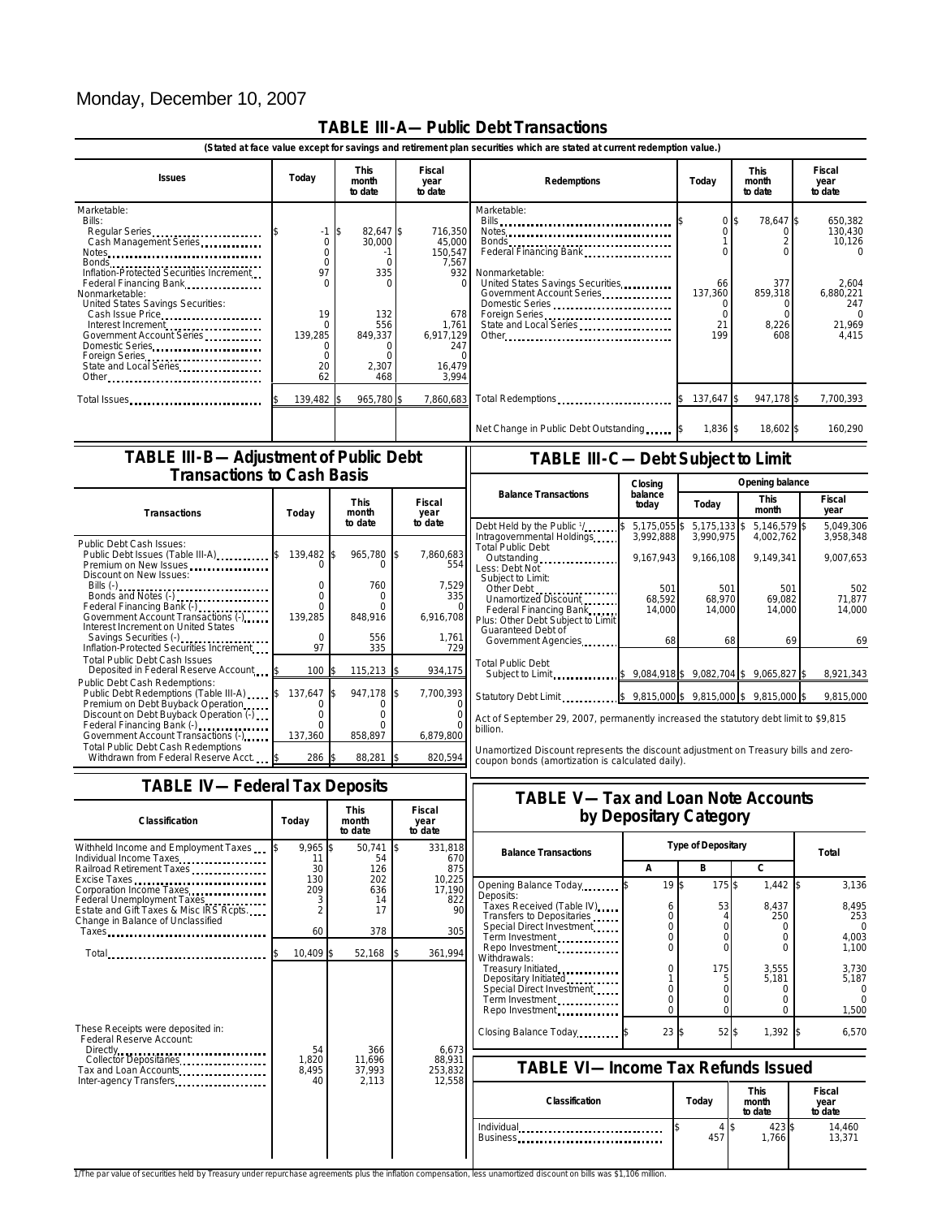Monday, December 10, 2007

## TABLE III-A— Public Debt Transactions

(Stated at face value except for savings and retirement plan securities which are stated at current redemption value.)

| Issues | Today | This month to date | Fiscal year to date | Redemptions | Today | This month to date | Fiscal year to date |
|---|---|---|---|---|---|---|---|
| Marketable: | | | | Marketable: | | | |
| Bills: | | | | Bills | $ 0 | $ 78,647 | $ 650,382 |
| Regular Series | $ -1 | $ 82,647 | $ 716,350 | Notes | 0 | 0 | 130,430 |
| Cash Management Series | 0 | 30,000 | 45,000 | Bonds | 1 | 2 | 10,126 |
| Notes | 0 | -1 | 150,547 | Federal Financing Bank | 0 | 0 | 0 |
| Bonds | 0 | 0 | 7,567 | | | | |
| Inflation-Protected Securities Increment | 97 | 335 | 932 | Nonmarketable: | | | |
| Federal Financing Bank | 0 | 0 | 0 | United States Savings Securities | 66 | 377 | 2,604 |
| Nonmarketable: | | | | Government Account Series | 137,360 | 859,318 | 6,880,221 |
| United States Savings Securities: | | | | Domestic Series | 0 | 0 | 247 |
| Cash Issue Price | 19 | 132 | 678 | Foreign Series | 0 | 0 | 0 |
| Interest Increment | 0 | 556 | 1,761 | State and Local Series | 21 | 8,226 | 21,969 |
| Government Account Series | 139,285 | 849,337 | 6,917,129 | Other | 199 | 608 | 4,415 |
| Domestic Series | 0 | 0 | 247 | | | | |
| Foreign Series | 0 | 0 | 0 | | | | |
| State and Local Series | 20 | 2,307 | 16,479 | | | | |
| Other | 62 | 468 | 3,994 | | | | |
| Total Issues | $ 139,482 | $ 965,780 | $ 7,860,683 | Total Redemptions | $ 137,647 | $ 947,178 | $ 7,700,393 |
| | | | | Net Change in Public Debt Outstanding | $ 1,836 | $ 18,602 | $ 160,290 |

## TABLE III-B— Adjustment of Public Debt Transactions to Cash Basis

| Transactions | Today | This month to date | Fiscal year to date |
|---|---|---|---|
| Public Debt Cash Issues: | | | |
| Public Debt Issues (Table III-A) | $ 139,482 | $ 965,780 | $ 7,860,683 |
| Premium on New Issues | 0 | 0 | 554 |
| Discount on New Issues: | | | |
| Bills (-) | 0 | 760 | 7,529 |
| Bonds and Notes (-) | 0 | 0 | 335 |
| Federal Financing Bank (-) | 0 | 0 | 0 |
| Government Account Transactions (-) | 139,285 | 848,916 | 6,916,708 |
| Interest Increment on United States Savings Securities (-) | 0 | 556 | 1,761 |
| Inflation-Protected Securities Increment | 97 | 335 | 729 |
| Total Public Debt Cash Issues Deposited in Federal Reserve Account | $ 100 | $ 115,213 | $ 934,175 |
| Public Debt Cash Redemptions: | | | |
| Public Debt Redemptions (Table III-A) | $ 137,647 | $ 947,178 | $ 7,700,393 |
| Premium on Debt Buyback Operation | 0 | 0 | 0 |
| Discount on Debt Buyback Operation (-) | 0 | 0 | 0 |
| Federal Financing Bank (-) | 0 | 0 | 0 |
| Government Account Transactions (-) | 137,360 | 858,897 | 6,879,800 |
| Total Public Debt Cash Redemptions Withdrawn from Federal Reserve Acct. | $ 286 | $ 88,281 | $ 820,594 |

## TABLE III-C — Debt Subject to Limit

| Balance Transactions | Closing balance today | Opening balance Today | This month | Fiscal year |
|---|---|---|---|---|
| Debt Held by the Public [1] | $ 5,175,055 | $ 5,175,133 | $ 5,146,579 | $ 5,049,306 |
| Intragovernmental Holdings | 3,992,888 | 3,990,975 | 4,002,762 | 3,958,348 |
| Total Public Debt Outstanding | 9,167,943 | 9,166,108 | 9,149,341 | 9,007,653 |
| Less: Debt Not Subject to Limit: | | | | |
| Other Debt | 501 | 501 | 501 | 502 |
| Unamortized Discount | 68,592 | 68,970 | 69,082 | 71,877 |
| Federal Financing Bank | 14,000 | 14,000 | 14,000 | 14,000 |
| Plus: Other Debt Subject to Limit Guaranteed Debt of Government Agencies | 68 | 68 | 69 | 69 |
| Total Public Debt Subject to Limit | $ 9,084,918 | $ 9,082,704 | $ 9,065,827 | $ 8,921,343 |
| Statutory Debt Limit | $ 9,815,000 | $ 9,815,000 | $ 9,815,000 | $ 9,815,000 |

Act of September 29, 2007, permanently increased the statutory debt limit to $9,815 billion.

Unamortized Discount represents the discount adjustment on Treasury bills and zero-coupon bonds (amortization is calculated daily).

## TABLE IV— Federal Tax Deposits

| Classification | Today | This month to date | Fiscal year to date |
|---|---|---|---|
| Withheld Income and Employment Taxes | $ 9,965 | $ 50,741 | $ 331,818 |
| Individual Income Taxes | 11 | 54 | 670 |
| Railroad Retirement Taxes | 30 | 126 | 875 |
| Excise Taxes | 130 | 202 | 10,225 |
| Corporation Income Taxes | 209 | 636 | 17,190 |
| Federal Unemployment Taxes | 3 | 14 | 822 |
| Estate and Gift Taxes & Misc IRS Rcpts. | 2 | 17 | 90 |
| Change in Balance of Unclassified Taxes | 60 | 378 | 305 |
| Total | $ 10,409 | $ 52,168 | $ 361,994 |
| These Receipts were deposited in: | | | |
| Federal Reserve Account: | | | |
| Directly | 54 | 366 | 6,673 |
| Collector Depositaries | 1,820 | 11,696 | 88,931 |
| Tax and Loan Accounts | 8,495 | 37,993 | 253,832 |
| Inter-agency Transfers | 40 | 2,113 | 12,558 |

## TABLE V— Tax and Loan Note Accounts by Depositary Category

| Balance Transactions | Type of Depositary A | B | C | Total |
|---|---|---|---|---|
| Opening Balance Today | $ 19 | $ 175 | $ 1,442 | $ 3,136 |
| Deposits: | | | | |
| Taxes Received (Table IV) | 6 | 53 | 8,437 | 8,495 |
| Transfers to Depositaries | 0 | 4 | 250 | 253 |
| Special Direct Investment | 0 | 0 | 0 | 0 |
| Term Investment | 0 | 0 | 0 | 4,003 |
| Repo Investment | 0 | 0 | 0 | 1,100 |
| Withdrawals: | | | | |
| Treasury Initiated | 0 | 175 | 3,555 | 3,730 |
| Depositary Initiated | 1 | 5 | 5,181 | 5,187 |
| Special Direct Investment | 0 | 0 | 0 | 0 |
| Term Investment | 0 | 0 | 0 | 0 |
| Repo Investment | 0 | 0 | 0 | 1,500 |
| Closing Balance Today | $ 23 | $ 52 | $ 1,392 | $ 6,570 |

## TABLE VI— Income Tax Refunds Issued

| Classification | Today | This month to date | Fiscal year to date |
|---|---|---|---|
| Individual | $ 4 | $ 423 | $ 14,460 |
| Business | 457 | 1,766 | 13,371 |

1/The par value of securities held by Treasury under repurchase agreements plus the inflation compensation, less unamortized discount on bills was $1,106 million.